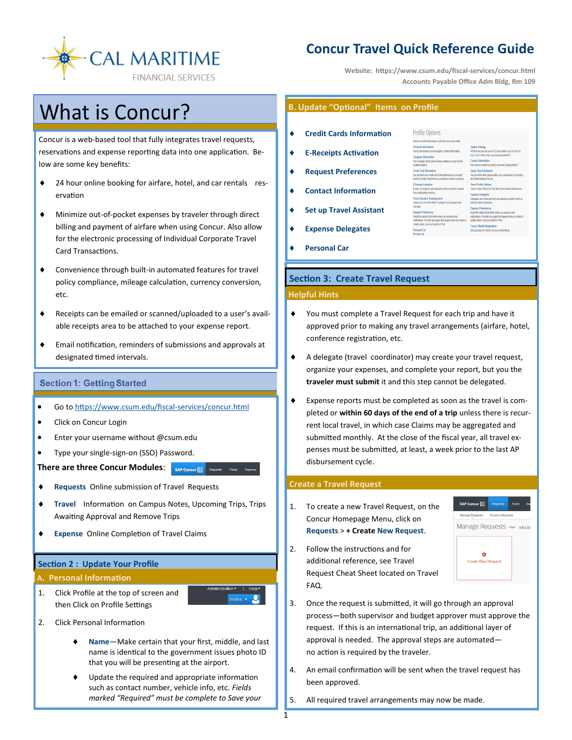# Concur Travel Quick Reference Guide

Website: https://www.csum.edu/fiscal-services/concur.html
Accounts Payable Office Adm Bldg, Rm 109

## What is Concur?

Concur is a web-based tool that fully integrates travel requests, reservations and expense reporting data into one application. Below are some key benefits:

- 24 hour online booking for airfare, hotel, and car rentals reservation
- Minimize out-of-pocket expenses by traveler through direct billing and payment of airfare when using Concur. Also allow for the electronic processing of Individual Corporate Travel Card Transactions.
- Convenience through built-in automated features for travel policy compliance, mileage calculation, currency conversion, etc.
- Receipts can be emailed or scanned/uploaded to a user's available receipts area to be attached to your expense report.
- Email notification, reminders of submissions and approvals at designated timed intervals.

## Section 1: Getting Started

- Go to https://www.csum.edu/fiscal-services/concur.html
- Click on Concur Login
- Enter your username without @csum.edu
- Type your single-sign-on (SSO) Password.

**There are three Concur Modules**:

- **Requests** Online submission of Travel Requests
- **Travel** Information on Campus Notes, Upcoming Trips, Trips Awaiting Approval and Remove Trips
- **Expense** Online Completion of Travel Claims

## Section 2 : Update Your Profile

### A. Personal Information

1. Click Profile at the top of screen and then Click on Profile Settings
2. Click Personal Information
   - **Name**—Make certain that your first, middle, and last name is identical to the government issues photo ID that you will be presenting at the airport.
   - Update the required and appropriate information such as contact number, vehicle info, etc. *Fields marked "Required" must be complete to Save your*

### B. Update "Optional" Items on Profile

- **Credit Cards Information**
- **E-Receipts Activation**
- **Request Preferences**
- **Contact Information**
- **Set up Travel Assistant**
- **Expense Delegates**
- **Personal Car**

## Section 3: Create Travel Request

### Helpful Hints

- You must complete a Travel Request for each trip and have it approved prior to making any travel arrangements (airfare, hotel, conference registration, etc.
- A delegate (travel coordinator) may create your travel request, organize your expenses, and complete your report, but you the **traveler must submit** it and this step cannot be delegated.
- Expense reports must be completed as soon as the travel is completed or **within 60 days of the end of a trip** unless there is recurrent local travel, in which case Claims may be aggregated and submitted monthly. At the close of the fiscal year, all travel expenses must be submitted, at least, a week prior to the last AP disbursement cycle.

### Create a Travel Request

1. To create a new Travel Request, on the Concur Homepage Menu, click on **Requests** > **+ Create New Request**.
2. Follow the instructions and for additional reference, see Travel Request Cheat Sheet located on Travel FAQ.
3. Once the request is submitted, it will go through an approval process—both supervisor and budget approver must approve the request. If this is an international trip, an additional layer of approval is needed. The approval steps are automated—no action is required by the traveler.
4. An email confirmation will be sent when the travel request has been approved.
5. All required travel arrangements may now be made.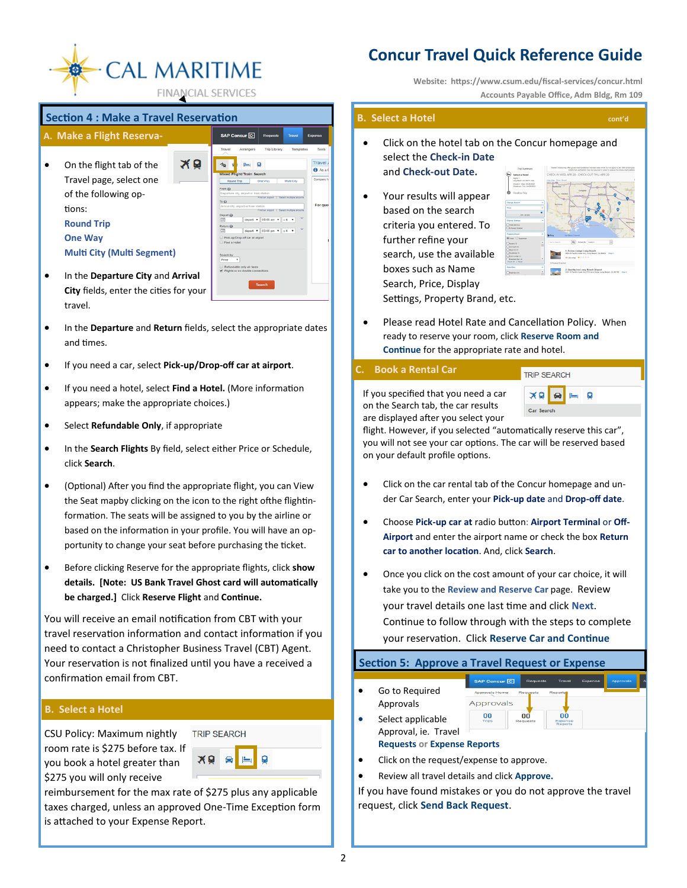# Concur Travel Quick Reference Guide

Website: https://www.csum.edu/fiscal-services/concur.html
Accounts Payable Office, Adm Bldg, Rm 109

CAL MARITIME FINANCIAL SERVICES

## Section 4 : Make a Travel Reservation

### A. Make a Flight Reserva-

- On the flight tab of the Travel page, select one of the following options:
  **Round Trip**
  **One Way**
  **Multi City (Multi Segment)**
- In the **Departure City** and **Arrival City** fields, enter the cities for your travel.
- In the **Departure** and **Return** fields, select the appropriate dates and times.
- If you need a car, select **Pick-up/Drop-off car at airport**.
- If you need a hotel, select **Find a Hotel.** (More information appears; make the appropriate choices.)
- Select **Refundable Only**, if appropriate
- In the **Search Flights** By field, select either Price or Schedule, click **Search**.
- (Optional) After you find the appropriate flight, you can View the Seat mapby clicking on the icon to the right ofthe flightinformation. The seats will be assigned to you by the airline or based on the information in your profile. You will have an opportunity to change your seat before purchasing the ticket.
- Before clicking Reserve for the appropriate flights, click **show details. [Note: US Bank Travel Ghost card will automatically be charged.]** Click **Reserve Flight** and **Continue.**

You will receive an email notification from CBT with your travel reservation information and contact information if you need to contact a Christopher Business Travel (CBT) Agent. Your reservation is not finalized until you have a received a confirmation email from CBT.

### B. Select a Hotel

CSU Policy: Maximum nightly room rate is $275 before tax. If you book a hotel greater than $275 you will only receive reimbursement for the max rate of $275 plus any applicable taxes charged, unless an approved One-Time Exception form is attached to your Expense Report.

### B. Select a Hotel cont'd

- Click on the hotel tab on the Concur homepage and select the **Check-in Date** and **Check-out Date.**
- Your results will appear based on the search criteria you entered. To further refine your search, use the available boxes such as Name Search, Price, Display Settings, Property Brand, etc.
- Please read Hotel Rate and Cancellation Policy. When ready to reserve your room, click **Reserve Room and Continue** for the appropriate rate and hotel.

### C. Book a Rental Car

If you specified that you need a car on the Search tab, the car results are displayed after you select your flight. However, if you selected “automatically reserve this car”, you will not see your car options. The car will be reserved based on your default profile options.

- Click on the car rental tab of the Concur homepage and under Car Search, enter your **Pick-up date** and **Drop-off date**.
- Choose **Pick-up car at** radio button: **Airport Terminal** or **Off-Airport** and enter the airport name or check the box **Return car to another location**. And, click **Search**.
- Once you click on the cost amount of your car choice, it will take you to the **Review and Reserve Car** page. Review your travel details one last time and click **Next**. Continue to follow through with the steps to complete your reservation. Click **Reserve Car and Continue**

## Section 5: Approve a Travel Request or Expense

- Go to Required Approvals
- Select applicable Approval, ie. Travel **Requests** or **Expense Reports**
- Click on the request/expense to approve.
- Review all travel details and click **Approve.**

If you have found mistakes or you do not approve the travel request, click **Send Back Request**.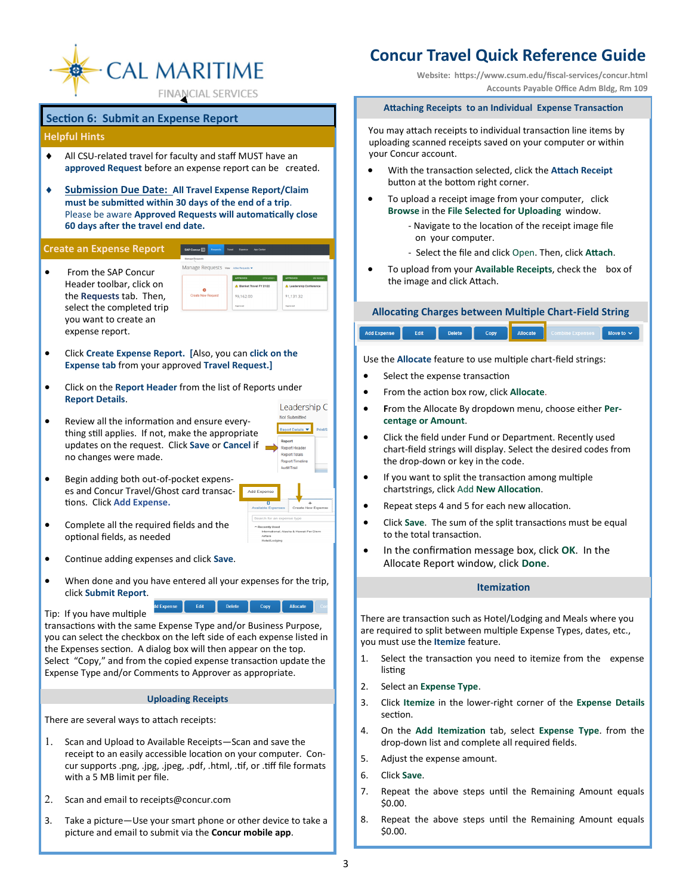CAL MARITIME

FINANCIAL SERVICES

# Concur Travel Quick Reference Guide

Website: https://www.csum.edu/fiscal-services/concur.html

Accounts Payable Office Adm Bldg, Rm 109

## Section 6: Submit an Expense Report

### Helpful Hints

- All CSU-related travel for faculty and staff MUST have an **approved Request** before an expense report can be created.
- **Submission Due Date: All Travel Expense Report/Claim must be submitted within 30 days of the end of a trip.** Please be aware **Approved Requests will automatically close 60 days after the travel end date.**

### Create an Expense Report

- From the SAP Concur Header toolbar, click on the **Requests** tab. Then, select the completed trip you want to create an expense report.
- Click **Create Expense Report.** [Also, you can **click on the Expense tab** from your approved **Travel Request.**]
- Click on the **Report Header** from the list of Reports under **Report Details.**
- Review all the information and ensure everything still applies. If not, make the appropriate updates on the request. Click **Save** or **Cancel** if no changes were made.
- Begin adding both out-of-pocket expenses and Concur Travel/Ghost card transactions. Click **Add Expense.**
- Complete all the required fields and the optional fields, as needed
- Continue adding expenses and click **Save**.
- When done and you have entered all your expenses for the trip, click **Submit Report**.

Tip: If you have multiple transactions with the same Expense Type and/or Business Purpose, you can select the checkbox on the left side of each expense listed in the Expenses section. A dialog box will then appear on the top. Select "Copy," and from the copied expense transaction update the Expense Type and/or Comments to Approver as appropriate.

### Uploading Receipts

There are several ways to attach receipts:

1. Scan and Upload to Available Receipts—Scan and save the receipt to an easily accessible location on your computer. Concur supports .png, .jpg, .jpeg, .pdf, .html, .tif, or .tiff file formats with a 5 MB limit per file.
2. Scan and email to receipts@concur.com
3. Take a picture—Use your smart phone or other device to take a picture and email to submit via the **Concur mobile app**.

### Attaching Receipts to an Individual Expense Transaction

You may attach receipts to individual transaction line items by uploading scanned receipts saved on your computer or within your Concur account.

- With the transaction selected, click the **Attach Receipt** button at the bottom right corner.
- To upload a receipt image from your computer, click **Browse** in the **File Selected for Uploading** window.
  - Navigate to the location of the receipt image file on your computer.
  - Select the file and click Open. Then, click **Attach**.
- To upload from your **Available Receipts**, check the box of the image and click Attach.

### Allocating Charges between Multiple Chart-Field String

Use the **Allocate** feature to use multiple chart-field strings:

- Select the expense transaction
- From the action box row, click **Allocate**.
- **F**rom the Allocate By dropdown menu, choose either **Percentage or Amount**.
- Click the field under Fund or Department. Recently used chart-field strings will display. Select the desired codes from the drop-down or key in the code.
- If you want to split the transaction among multiple chartstrings, click Add **New Allocation**.
- Repeat steps 4 and 5 for each new allocation.
- Click **Save**. The sum of the split transactions must be equal to the total transaction.
- In the confirmation message box, click **OK**. In the Allocate Report window, click **Done**.

### Itemization

There are transaction such as Hotel/Lodging and Meals where you are required to split between multiple Expense Types, dates, etc., you must use the **Itemize** feature.

1. Select the transaction you need to itemize from the expense listing
2. Select an **Expense Type**.
3. Click **Itemize** in the lower-right corner of the **Expense Details** section.
4. On the **Add Itemization** tab, select **Expense Type**. from the drop-down list and complete all required fields.
5. Adjust the expense amount.
6. Click **Save**.
7. Repeat the above steps until the Remaining Amount equals $0.00.
8. Repeat the above steps until the Remaining Amount equals $0.00.